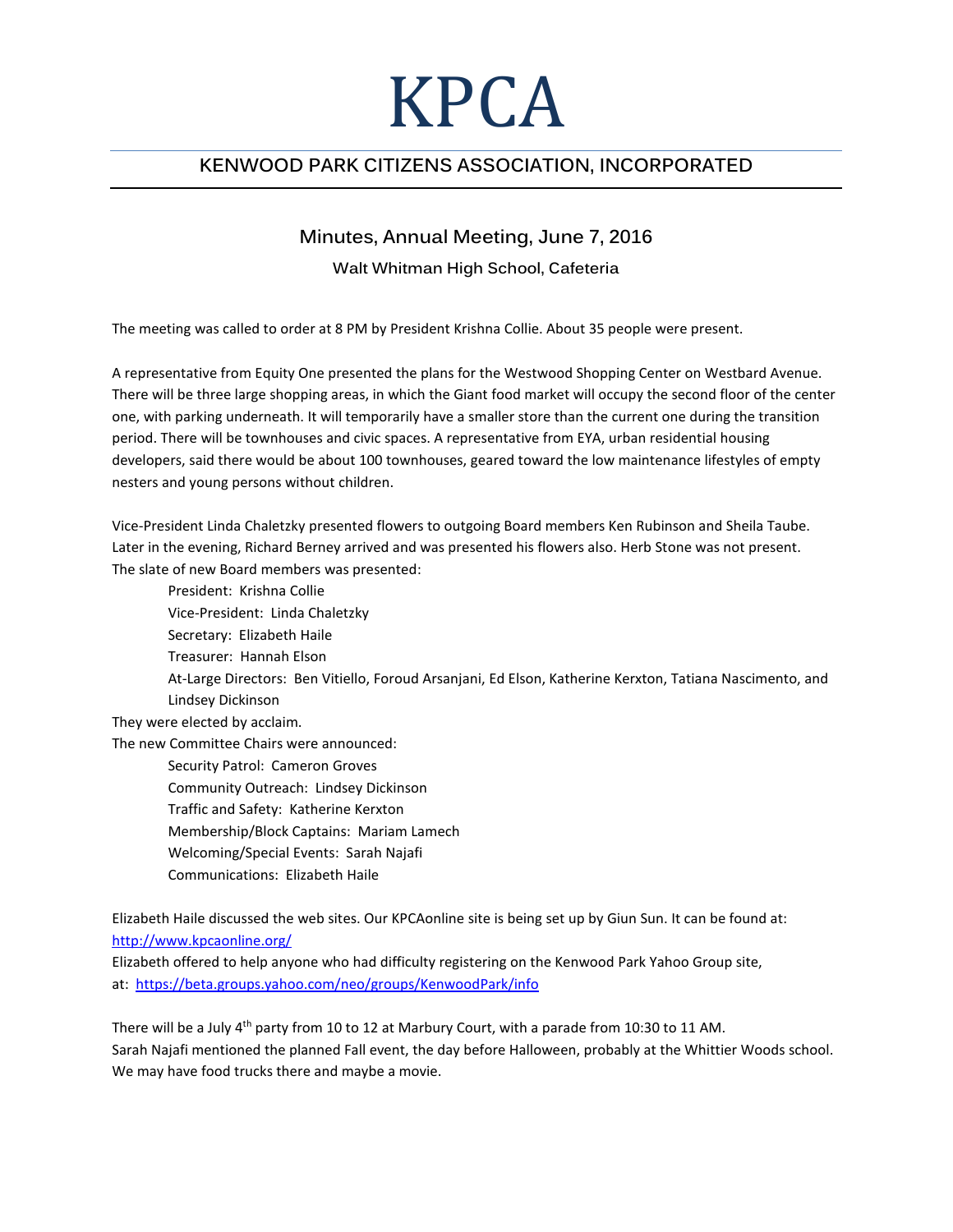# KPCA

## KENWOOD PARK CITIZENS ASSOCIATION, INCORPORATED

### Minutes, Annual Meeting, June 7, 2016

Walt Whitman High School, Cafeteria

The meeting was called to order at 8 PM by President Krishna Collie. About 35 people were present.

A representative from Equity One presented the plans for the Westwood Shopping Center on Westbard Avenue. There will be three large shopping areas, in which the Giant food market will occupy the second floor of the center one, with parking underneath. It will temporarily have a smaller store than the current one during the transition period. There will be townhouses and civic spaces. A representative from EYA, urban residential housing developers, said there would be about 100 townhouses, geared toward the low maintenance lifestyles of empty nesters and young persons without children.

Vice-President Linda Chaletzky presented flowers to outgoing Board members Ken Rubinson and Sheila Taube. Later in the evening, Richard Berney arrived and was presented his flowers also. Herb Stone was not present.
The slate of new Board members was presented:

- President: Krishna Collie
- Vice-President: Linda Chaletzky
- Secretary: Elizabeth Haile
- Treasurer: Hannah Elson
- At-Large Directors: Ben Vitiello, Foroud Arsanjani, Ed Elson, Katherine Kerxton, Tatiana Nascimento, and Lindsey Dickinson

They were elected by acclaim.
The new Committee Chairs were announced:

- Security Patrol: Cameron Groves
- Community Outreach: Lindsey Dickinson
- Traffic and Safety: Katherine Kerxton
- Membership/Block Captains: Mariam Lamech
- Welcoming/Special Events: Sarah Najafi
- Communications: Elizabeth Haile

Elizabeth Haile discussed the web sites. Our KPCAonline site is being set up by Giun Sun. It can be found at: http://www.kpcaonline.org/
Elizabeth offered to help anyone who had difficulty registering on the Kenwood Park Yahoo Group site, at: https://beta.groups.yahoo.com/neo/groups/KenwoodPark/info

There will be a July 4th party from 10 to 12 at Marbury Court, with a parade from 10:30 to 11 AM.
Sarah Najafi mentioned the planned Fall event, the day before Halloween, probably at the Whittier Woods school. We may have food trucks there and maybe a movie.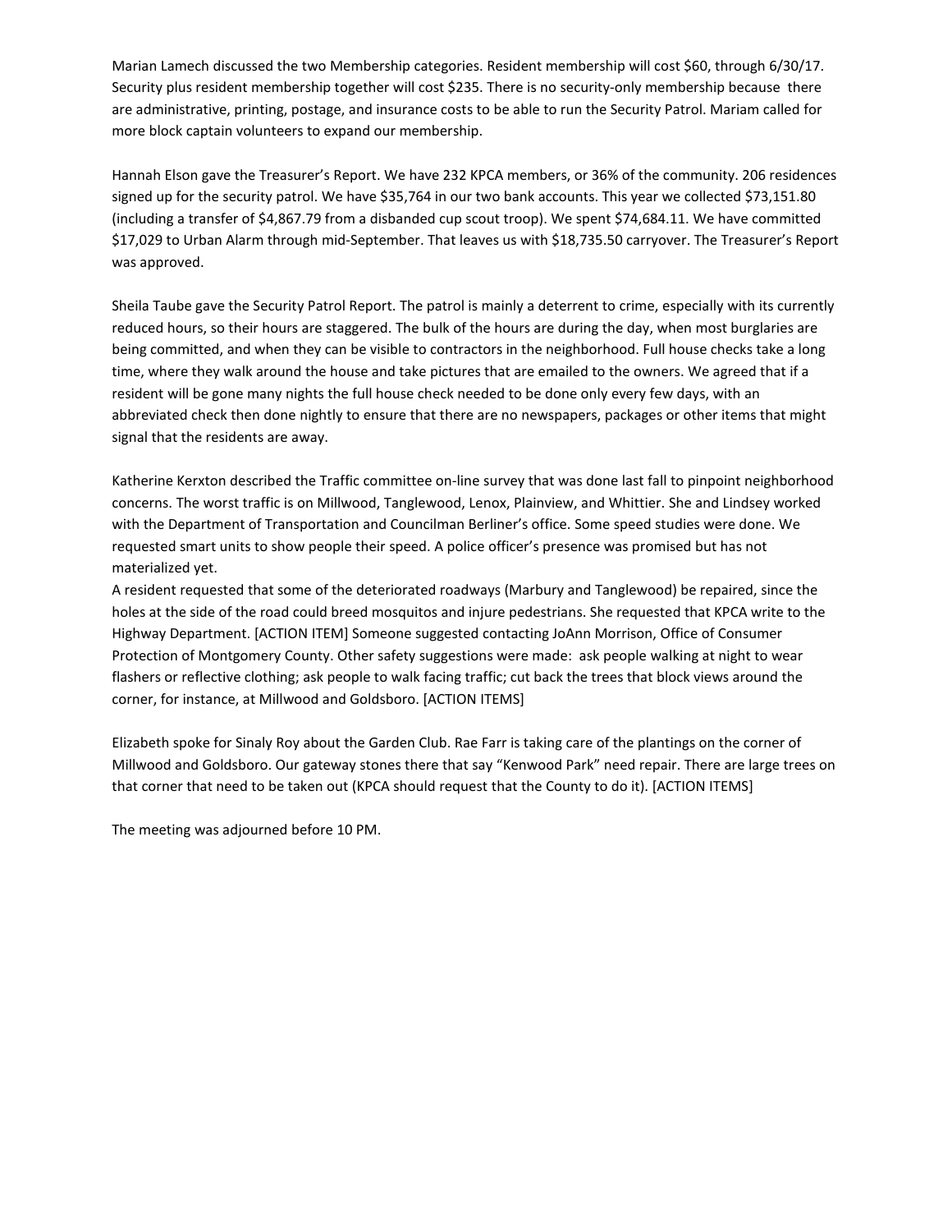Marian Lamech discussed the two Membership categories. Resident membership will cost $60, through 6/30/17. Security plus resident membership together will cost $235. There is no security-only membership because there are administrative, printing, postage, and insurance costs to be able to run the Security Patrol. Mariam called for more block captain volunteers to expand our membership.

Hannah Elson gave the Treasurer's Report. We have 232 KPCA members, or 36% of the community. 206 residences signed up for the security patrol. We have $35,764 in our two bank accounts. This year we collected $73,151.80 (including a transfer of $4,867.79 from a disbanded cup scout troop). We spent $74,684.11. We have committed $17,029 to Urban Alarm through mid-September. That leaves us with $18,735.50 carryover. The Treasurer's Report was approved.

Sheila Taube gave the Security Patrol Report. The patrol is mainly a deterrent to crime, especially with its currently reduced hours, so their hours are staggered. The bulk of the hours are during the day, when most burglaries are being committed, and when they can be visible to contractors in the neighborhood. Full house checks take a long time, where they walk around the house and take pictures that are emailed to the owners. We agreed that if a resident will be gone many nights the full house check needed to be done only every few days, with an abbreviated check then done nightly to ensure that there are no newspapers, packages or other items that might signal that the residents are away.

Katherine Kerxton described the Traffic committee on-line survey that was done last fall to pinpoint neighborhood concerns. The worst traffic is on Millwood, Tanglewood, Lenox, Plainview, and Whittier. She and Lindsey worked with the Department of Transportation and Councilman Berliner's office. Some speed studies were done. We requested smart units to show people their speed. A police officer's presence was promised but has not materialized yet.
A resident requested that some of the deteriorated roadways (Marbury and Tanglewood) be repaired, since the holes at the side of the road could breed mosquitos and injure pedestrians. She requested that KPCA write to the Highway Department. [ACTION ITEM] Someone suggested contacting JoAnn Morrison, Office of Consumer Protection of Montgomery County. Other safety suggestions were made: ask people walking at night to wear flashers or reflective clothing; ask people to walk facing traffic; cut back the trees that block views around the corner, for instance, at Millwood and Goldsboro. [ACTION ITEMS]

Elizabeth spoke for Sinaly Roy about the Garden Club. Rae Farr is taking care of the plantings on the corner of Millwood and Goldsboro. Our gateway stones there that say "Kenwood Park" need repair. There are large trees on that corner that need to be taken out (KPCA should request that the County to do it). [ACTION ITEMS]

The meeting was adjourned before 10 PM.